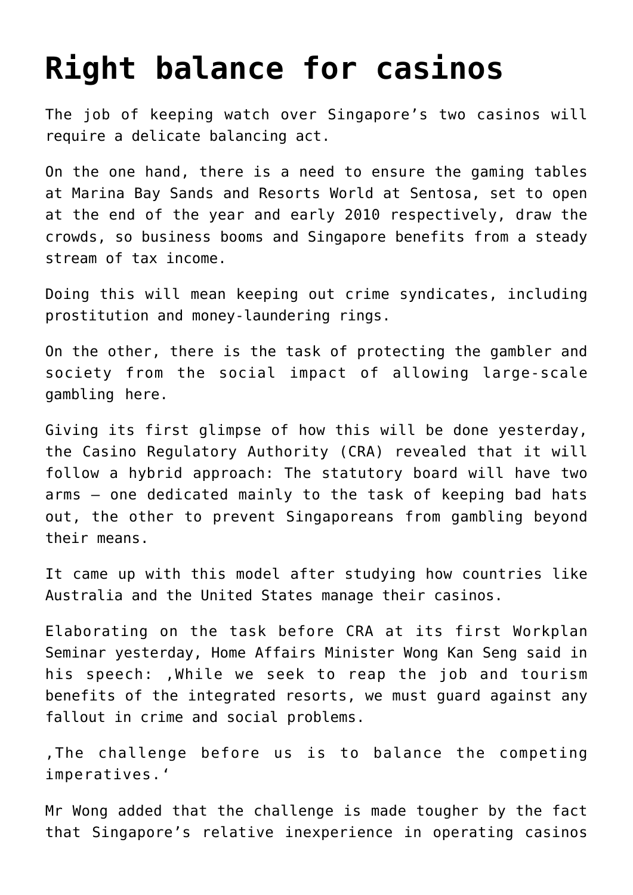# Right balance for casinos

The job of keeping watch over Singapore's two casinos will require a delicate balancing act.

On the one hand, there is a need to ensure the gaming tables at Marina Bay Sands and Resorts World at Sentosa, set to open at the end of the year and early 2010 respectively, draw the crowds, so business booms and Singapore benefits from a steady stream of tax income.

Doing this will mean keeping out crime syndicates, including prostitution and money-laundering rings.

On the other, there is the task of protecting the gambler and society from the social impact of allowing large-scale gambling here.

Giving its first glimpse of how this will be done yesterday, the Casino Regulatory Authority (CRA) revealed that it will follow a hybrid approach: The statutory board will have two arms – one dedicated mainly to the task of keeping bad hats out, the other to prevent Singaporeans from gambling beyond their means.

It came up with this model after studying how countries like Australia and the United States manage their casinos.

Elaborating on the task before CRA at its first Workplan Seminar yesterday, Home Affairs Minister Wong Kan Seng said in his speech: ‚While we seek to reap the job and tourism benefits of the integrated resorts, we must guard against any fallout in crime and social problems.

‚The challenge before us is to balance the competing imperatives.‘

Mr Wong added that the challenge is made tougher by the fact that Singapore's relative inexperience in operating casinos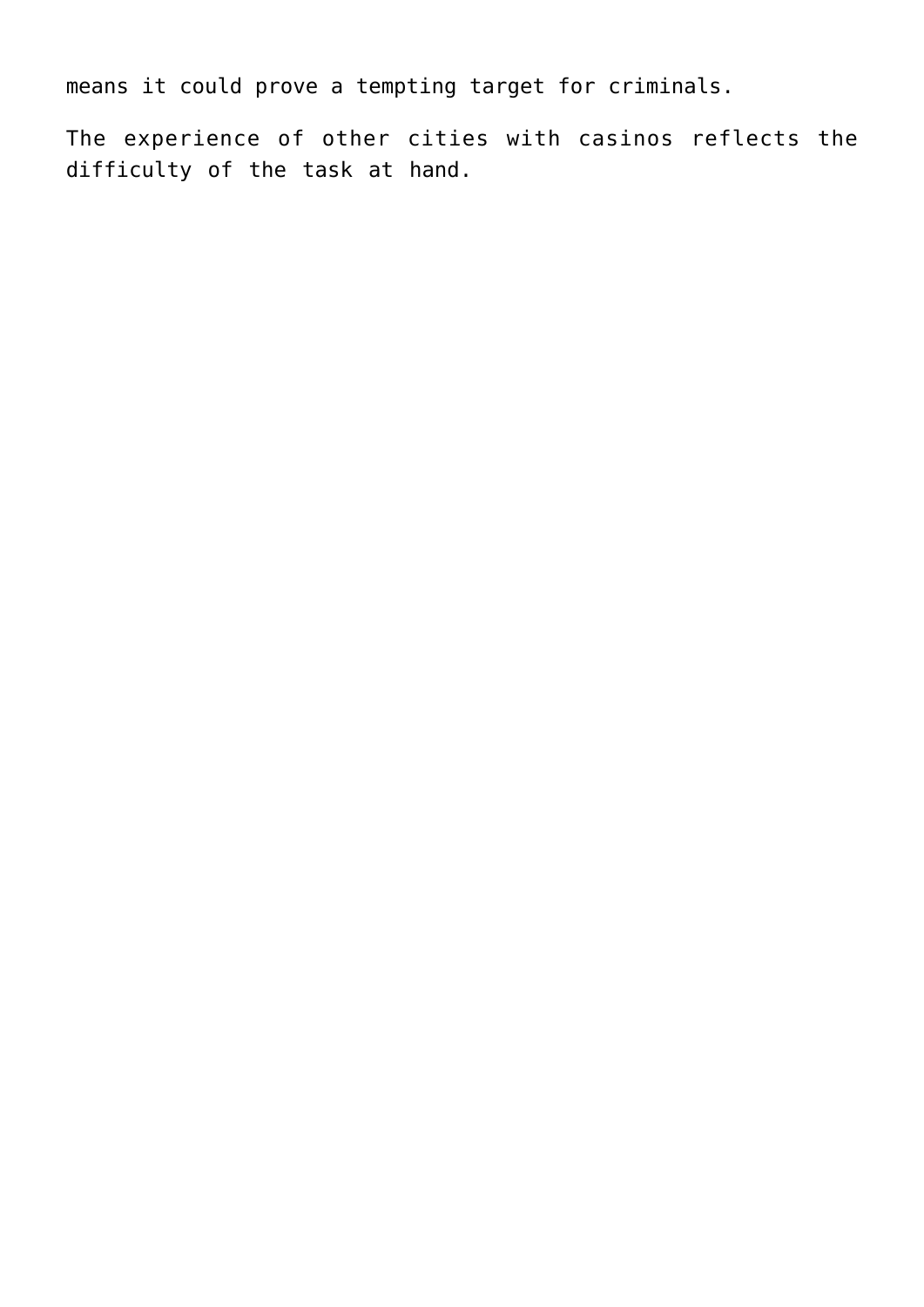means it could prove a tempting target for criminals.

The experience of other cities with casinos reflects the difficulty of the task at hand.